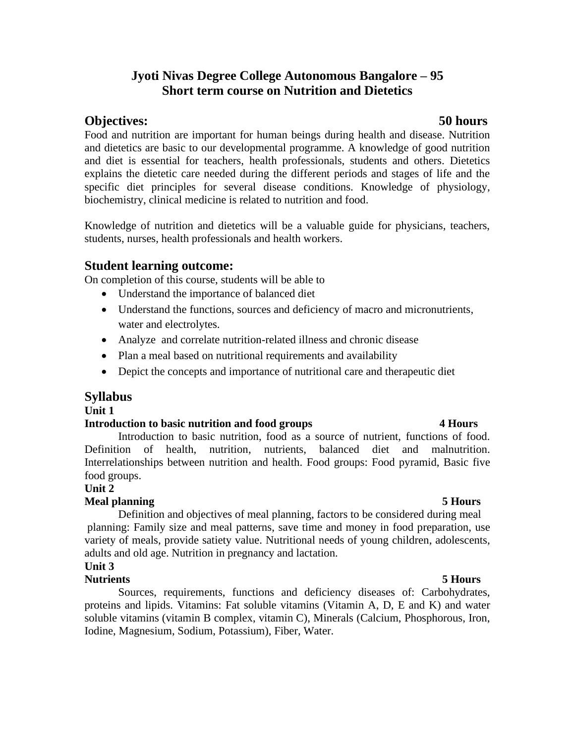# Jyoti Nivas Degree College Autonomous Bangalore – 95
# Short term course on Nutrition and Dietetics

## Objectives: 50 hours

Food and nutrition are important for human beings during health and disease. Nutrition and dietetics are basic to our developmental programme. A knowledge of good nutrition and diet is essential for teachers, health professionals, students and others. Dietetics explains the dietetic care needed during the different periods and stages of life and the specific diet principles for several disease conditions. Knowledge of physiology, biochemistry, clinical medicine is related to nutrition and food.

Knowledge of nutrition and dietetics will be a valuable guide for physicians, teachers, students, nurses, health professionals and health workers.

## Student learning outcome:

On completion of this course, students will be able to

- Understand the importance of balanced diet
- Understand the functions, sources and deficiency of macro and micronutrients, water and electrolytes.
- Analyze and correlate nutrition-related illness and chronic disease
- Plan a meal based on nutritional requirements and availability
- Depict the concepts and importance of nutritional care and therapeutic diet

## Syllabus

**Unit 1**

**Introduction to basic nutrition and food groups 4 Hours**

Introduction to basic nutrition, food as a source of nutrient, functions of food. Definition of health, nutrition, nutrients, balanced diet and malnutrition. Interrelationships between nutrition and health. Food groups: Food pyramid, Basic five food groups.

**Unit 2**

**Meal planning 5 Hours**

Definition and objectives of meal planning, factors to be considered during meal planning: Family size and meal patterns, save time and money in food preparation, use variety of meals, provide satiety value. Nutritional needs of young children, adolescents, adults and old age. Nutrition in pregnancy and lactation.

**Unit 3**

**Nutrients 5 Hours**

Sources, requirements, functions and deficiency diseases of: Carbohydrates, proteins and lipids. Vitamins: Fat soluble vitamins (Vitamin A, D, E and K) and water soluble vitamins (vitamin B complex, vitamin C), Minerals (Calcium, Phosphorous, Iron, Iodine, Magnesium, Sodium, Potassium), Fiber, Water.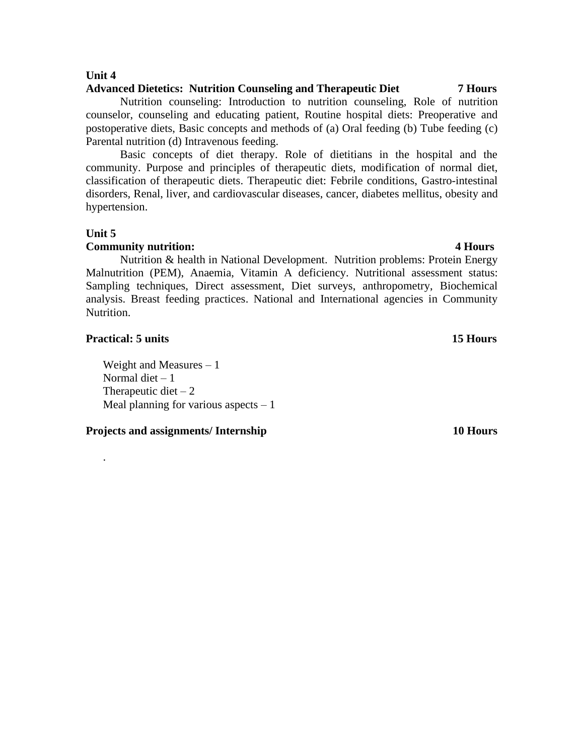**Unit 4**

**Advanced Dietetics: Nutrition Counseling and Therapeutic Diet 7 Hours**

Nutrition counseling: Introduction to nutrition counseling, Role of nutrition counselor, counseling and educating patient, Routine hospital diets: Preoperative and postoperative diets, Basic concepts and methods of (a) Oral feeding (b) Tube feeding (c) Parental nutrition (d) Intravenous feeding.

Basic concepts of diet therapy. Role of dietitians in the hospital and the community. Purpose and principles of therapeutic diets, modification of normal diet, classification of therapeutic diets. Therapeutic diet: Febrile conditions, Gastro-intestinal disorders, Renal, liver, and cardiovascular diseases, cancer, diabetes mellitus, obesity and hypertension.

**Unit 5**

**Community nutrition: 4 Hours**

Nutrition & health in National Development. Nutrition problems: Protein Energy Malnutrition (PEM), Anaemia, Vitamin A deficiency. Nutritional assessment status: Sampling techniques, Direct assessment, Diet surveys, anthropometry, Biochemical analysis. Breast feeding practices. National and International agencies in Community Nutrition.

**Practical: 5 units 15 Hours**

Weight and Measures – 1
Normal diet – 1
Therapeutic diet – 2
Meal planning for various aspects – 1

**Projects and assignments/ Internship 10 Hours**

.